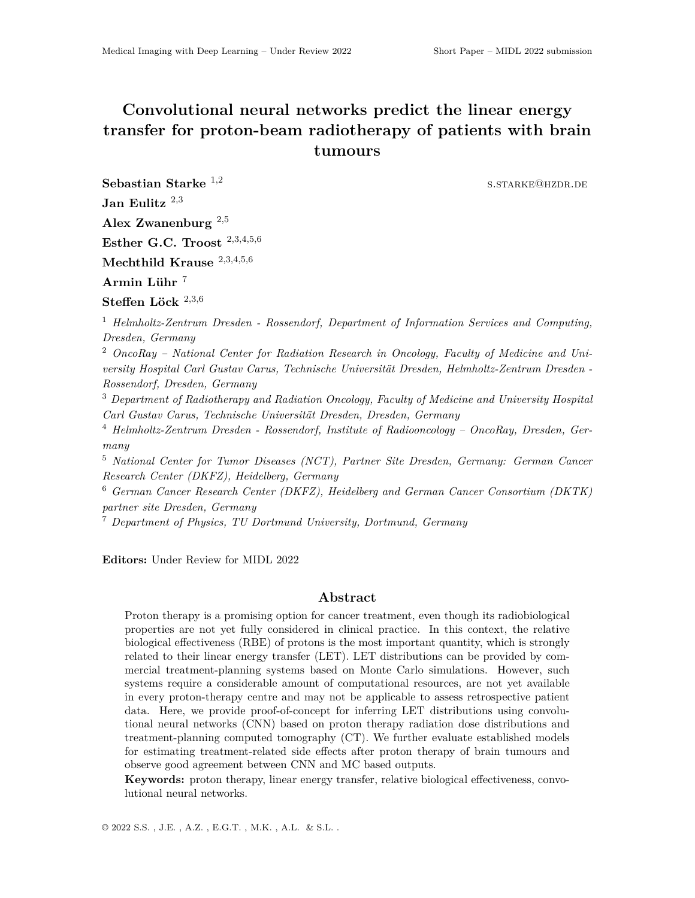# Convolutional neural networks predict the linear energy transfer for proton-beam radiotherapy of patients with brain tumours

**Sebastian Starke** [1,2] s.starke@hzdr.de

**Jan Eulitz** [2,3]

**Alex Zwanenburg** [2,5]

**Esther G.C. Troost** [2,3,4,5,6]

**Mechthild Krause** [2,3,4,5,6]

**Armin Lühr** [7]

**Steffen Löck** [2,3,6]

[1] *Helmholtz-Zentrum Dresden - Rossendorf, Department of Information Services and Computing, Dresden, Germany*

[2] *OncoRay – National Center for Radiation Research in Oncology, Faculty of Medicine and University Hospital Carl Gustav Carus, Technische Universität Dresden, Helmholtz-Zentrum Dresden - Rossendorf, Dresden, Germany*

[3] *Department of Radiotherapy and Radiation Oncology, Faculty of Medicine and University Hospital Carl Gustav Carus, Technische Universität Dresden, Dresden, Germany*

[4] *Helmholtz-Zentrum Dresden - Rossendorf, Institute of Radiooncology – OncoRay, Dresden, Germany*

[5] *National Center for Tumor Diseases (NCT), Partner Site Dresden, Germany: German Cancer Research Center (DKFZ), Heidelberg, Germany*

[6] *German Cancer Research Center (DKFZ), Heidelberg and German Cancer Consortium (DKTK) partner site Dresden, Germany*

[7] *Department of Physics, TU Dortmund University, Dortmund, Germany*

**Editors:** Under Review for MIDL 2022

## Abstract

Proton therapy is a promising option for cancer treatment, even though its radiobiological properties are not yet fully considered in clinical practice. In this context, the relative biological effectiveness (RBE) of protons is the most important quantity, which is strongly related to their linear energy transfer (LET). LET distributions can be provided by commercial treatment-planning systems based on Monte Carlo simulations. However, such systems require a considerable amount of computational resources, are not yet available in every proton-therapy centre and may not be applicable to assess retrospective patient data. Here, we provide proof-of-concept for inferring LET distributions using convolutional neural networks (CNN) based on proton therapy radiation dose distributions and treatment-planning computed tomography (CT). We further evaluate established models for estimating treatment-related side effects after proton therapy of brain tumours and observe good agreement between CNN and MC based outputs.

**Keywords:** proton therapy, linear energy transfer, relative biological effectiveness, convolutional neural networks.

© 2022 S.S. , J.E. , A.Z. , E.G.T. , M.K. , A.L. & S.L. .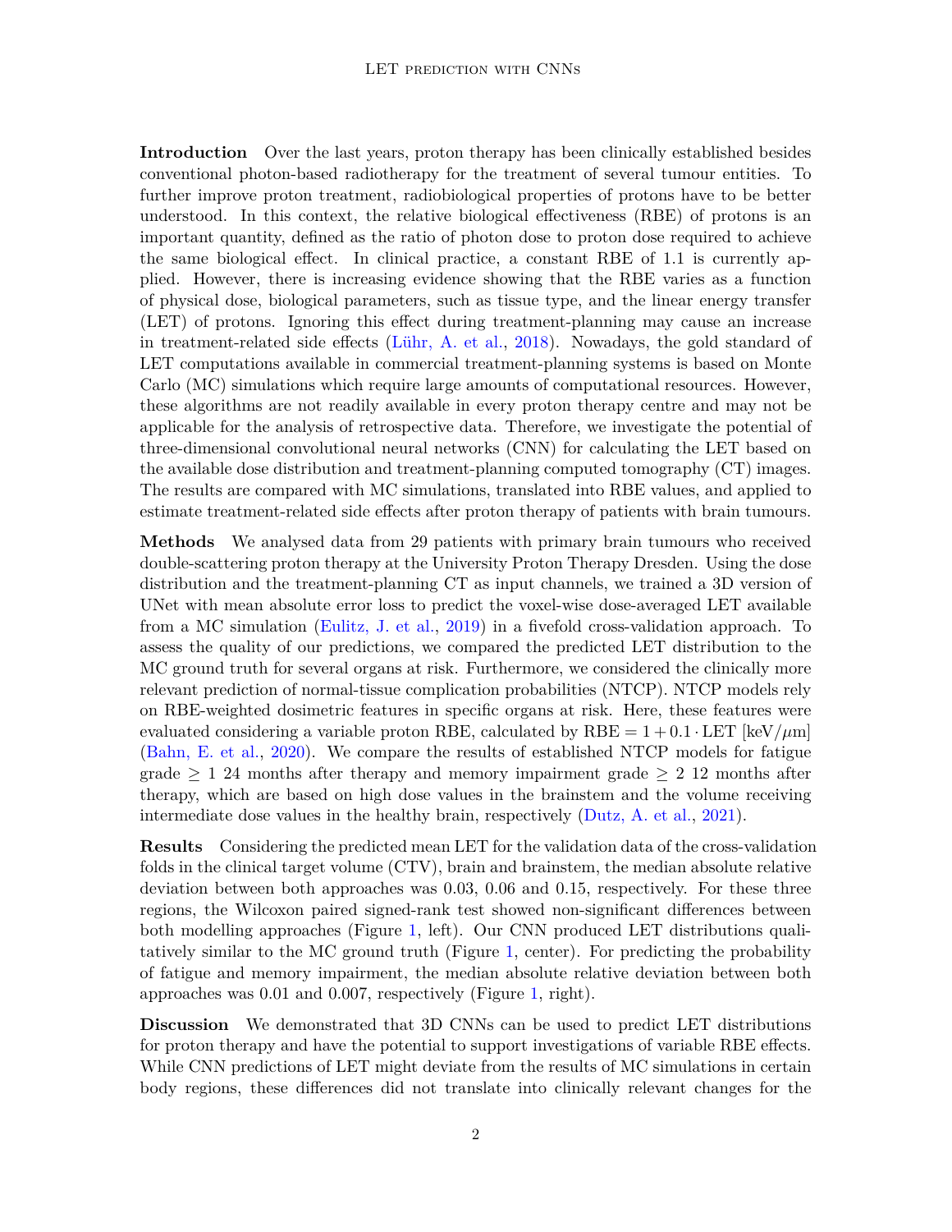**Introduction** Over the last years, proton therapy has been clinically established besides conventional photon-based radiotherapy for the treatment of several tumour entities. To further improve proton treatment, radiobiological properties of protons have to be better understood. In this context, the relative biological effectiveness (RBE) of protons is an important quantity, defined as the ratio of photon dose to proton dose required to achieve the same biological effect. In clinical practice, a constant RBE of 1.1 is currently applied. However, there is increasing evidence showing that the RBE varies as a function of physical dose, biological parameters, such as tissue type, and the linear energy transfer (LET) of protons. Ignoring this effect during treatment-planning may cause an increase in treatment-related side effects (Lühr, A. et al., 2018). Nowadays, the gold standard of LET computations available in commercial treatment-planning systems is based on Monte Carlo (MC) simulations which require large amounts of computational resources. However, these algorithms are not readily available in every proton therapy centre and may not be applicable for the analysis of retrospective data. Therefore, we investigate the potential of three-dimensional convolutional neural networks (CNN) for calculating the LET based on the available dose distribution and treatment-planning computed tomography (CT) images. The results are compared with MC simulations, translated into RBE values, and applied to estimate treatment-related side effects after proton therapy of patients with brain tumours.

**Methods** We analysed data from 29 patients with primary brain tumours who received double-scattering proton therapy at the University Proton Therapy Dresden. Using the dose distribution and the treatment-planning CT as input channels, we trained a 3D version of UNet with mean absolute error loss to predict the voxel-wise dose-averaged LET available from a MC simulation (Eulitz, J. et al., 2019) in a fivefold cross-validation approach. To assess the quality of our predictions, we compared the predicted LET distribution to the MC ground truth for several organs at risk. Furthermore, we considered the clinically more relevant prediction of normal-tissue complication probabilities (NTCP). NTCP models rely on RBE-weighted dosimetric features in specific organs at risk. Here, these features were evaluated considering a variable proton RBE, calculated by $\text{RBE} = 1 + 0.1 \cdot \text{LET}$ [keV/$\mu$m] (Bahn, E. et al., 2020). We compare the results of established NTCP models for fatigue grade $\geq 1$ 24 months after therapy and memory impairment grade $\geq 2$ 12 months after therapy, which are based on high dose values in the brainstem and the volume receiving intermediate dose values in the healthy brain, respectively (Dutz, A. et al., 2021).

**Results** Considering the predicted mean LET for the validation data of the cross-validation folds in the clinical target volume (CTV), brain and brainstem, the median absolute relative deviation between both approaches was 0.03, 0.06 and 0.15, respectively. For these three regions, the Wilcoxon paired signed-rank test showed non-significant differences between both modelling approaches (Figure 1, left). Our CNN produced LET distributions qualitatively similar to the MC ground truth (Figure 1, center). For predicting the probability of fatigue and memory impairment, the median absolute relative deviation between both approaches was 0.01 and 0.007, respectively (Figure 1, right).

**Discussion** We demonstrated that 3D CNNs can be used to predict LET distributions for proton therapy and have the potential to support investigations of variable RBE effects. While CNN predictions of LET might deviate from the results of MC simulations in certain body regions, these differences did not translate into clinically relevant changes for the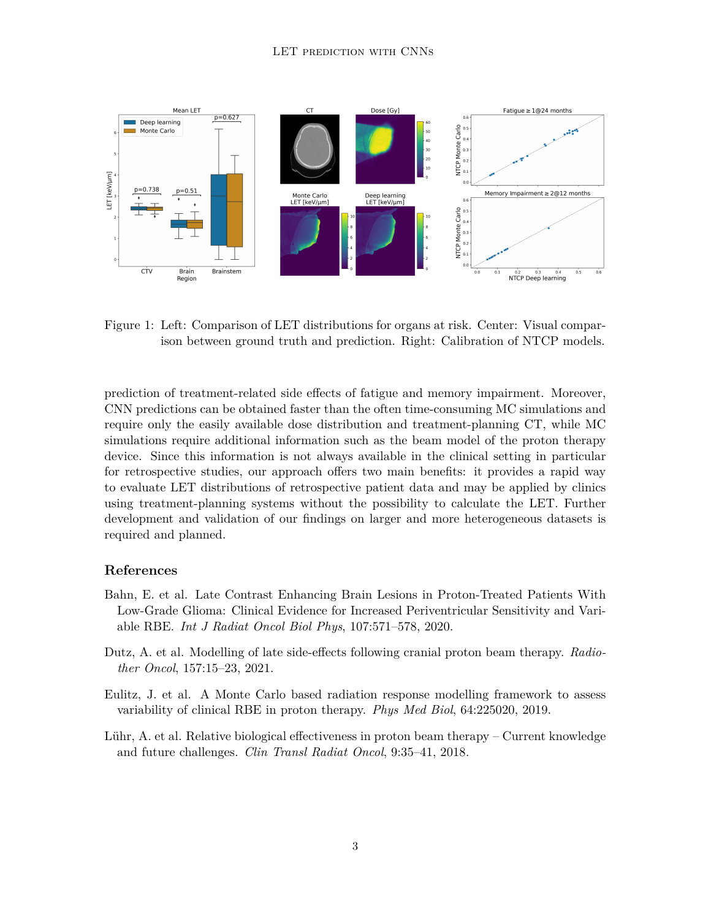Mean LET

Deep learning

Monte Carlo

LET [keV/µm]

p=0.738

p=0.51

p=0.627

CTV

Brain Region

Brainstem

CT

Dose [Gy]

Monte Carlo LET [keV/µm]

Deep learning LET [keV/µm]

Fatigue ≥ 1@24 months

Memory Impairment ≥ 2@12 months

NTCP Monte Carlo

NTCP Deep learning

Figure 1: Left: Comparison of LET distributions for organs at risk. Center: Visual comparison between ground truth and prediction. Right: Calibration of NTCP models.

prediction of treatment-related side effects of fatigue and memory impairment. Moreover, CNN predictions can be obtained faster than the often time-consuming MC simulations and require only the easily available dose distribution and treatment-planning CT, while MC simulations require additional information such as the beam model of the proton therapy device. Since this information is not always available in the clinical setting in particular for retrospective studies, our approach offers two main benefits: it provides a rapid way to evaluate LET distributions of retrospective patient data and may be applied by clinics using treatment-planning systems without the possibility to calculate the LET. Further development and validation of our findings on larger and more heterogeneous datasets is required and planned.

## References

Bahn, E. et al. Late Contrast Enhancing Brain Lesions in Proton-Treated Patients With Low-Grade Glioma: Clinical Evidence for Increased Periventricular Sensitivity and Variable RBE. *Int J Radiat Oncol Biol Phys*, 107:571–578, 2020.

Dutz, A. et al. Modelling of late side-effects following cranial proton beam therapy. *Radiother Oncol*, 157:15–23, 2021.

Eulitz, J. et al. A Monte Carlo based radiation response modelling framework to assess variability of clinical RBE in proton therapy. *Phys Med Biol*, 64:225020, 2019.

Lühr, A. et al. Relative biological effectiveness in proton beam therapy – Current knowledge and future challenges. *Clin Transl Radiat Oncol*, 9:35–41, 2018.